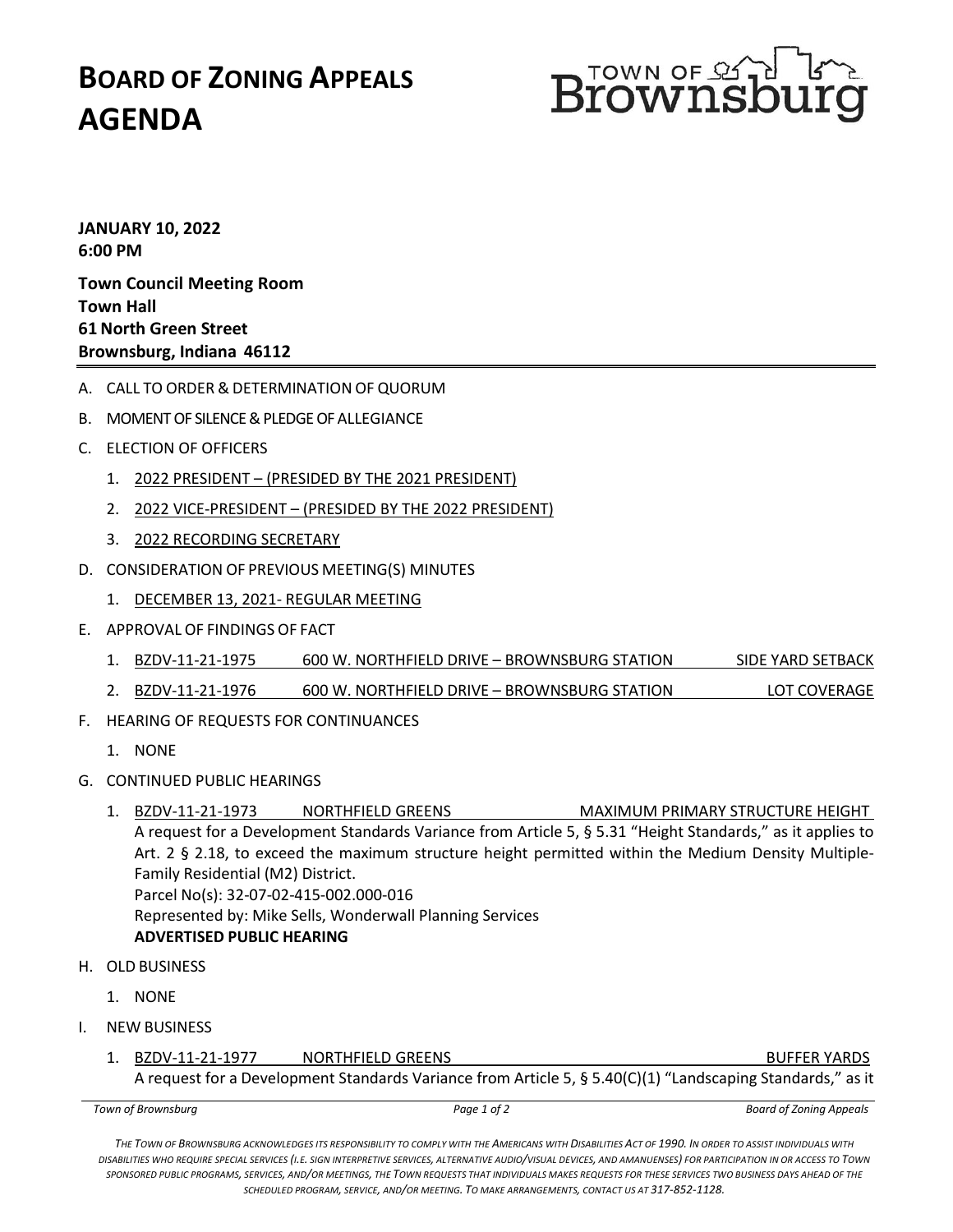# BOARD OF ZONING APPEALS AGENDA

TOWN OF Brownsburg

**JANUARY 10, 2022**
**6:00 PM**

**Town Council Meeting Room**
**Town Hall**
**61 North Green Street**
**Brownsburg, Indiana 46112**

A. CALL TO ORDER & DETERMINATION OF QUORUM

B. MOMENT OF SILENCE & PLEDGE OF ALLEGIANCE

C. ELECTION OF OFFICERS

1. 2022 PRESIDENT – (PRESIDED BY THE 2021 PRESIDENT)
2. 2022 VICE-PRESIDENT – (PRESIDED BY THE 2022 PRESIDENT)
3. 2022 RECORDING SECRETARY

D. CONSIDERATION OF PREVIOUS MEETING(S) MINUTES

1. DECEMBER 13, 2021- REGULAR MEETING

E. APPROVAL OF FINDINGS OF FACT

1. BZDV-11-21-1975 600 W. NORTHFIELD DRIVE – BROWNSBURG STATION SIDE YARD SETBACK
2. BZDV-11-21-1976 600 W. NORTHFIELD DRIVE – BROWNSBURG STATION LOT COVERAGE

F. HEARING OF REQUESTS FOR CONTINUANCES

1. NONE

G. CONTINUED PUBLIC HEARINGS

1. BZDV-11-21-1973 NORTHFIELD GREENS MAXIMUM PRIMARY STRUCTURE HEIGHT
   A request for a Development Standards Variance from Article 5, § 5.31 "Height Standards," as it applies to Art. 2 § 2.18, to exceed the maximum structure height permitted within the Medium Density Multiple-Family Residential (M2) District.
   Parcel No(s): 32-07-02-415-002.000-016
   Represented by: Mike Sells, Wonderwall Planning Services
   **ADVERTISED PUBLIC HEARING**

H. OLD BUSINESS

1. NONE

I. NEW BUSINESS

1. BZDV-11-21-1977 NORTHFIELD GREENS BUFFER YARDS
   A request for a Development Standards Variance from Article 5, § 5.40(C)(1) "Landscaping Standards," as it

*The Town of Brownsburg acknowledges its responsibility to comply with the Americans with Disabilities Act of 1990. In order to assist individuals with disabilities who require special services (i.e. sign interpretive services, alternative audio/visual devices, and amanuenses) for participation in or access to Town sponsored public programs, services, and/or meetings, the Town requests that individuals makes requests for these services two business days ahead of the scheduled program, service, and/or meeting. To make arrangements, contact us at **317-852-1128**.*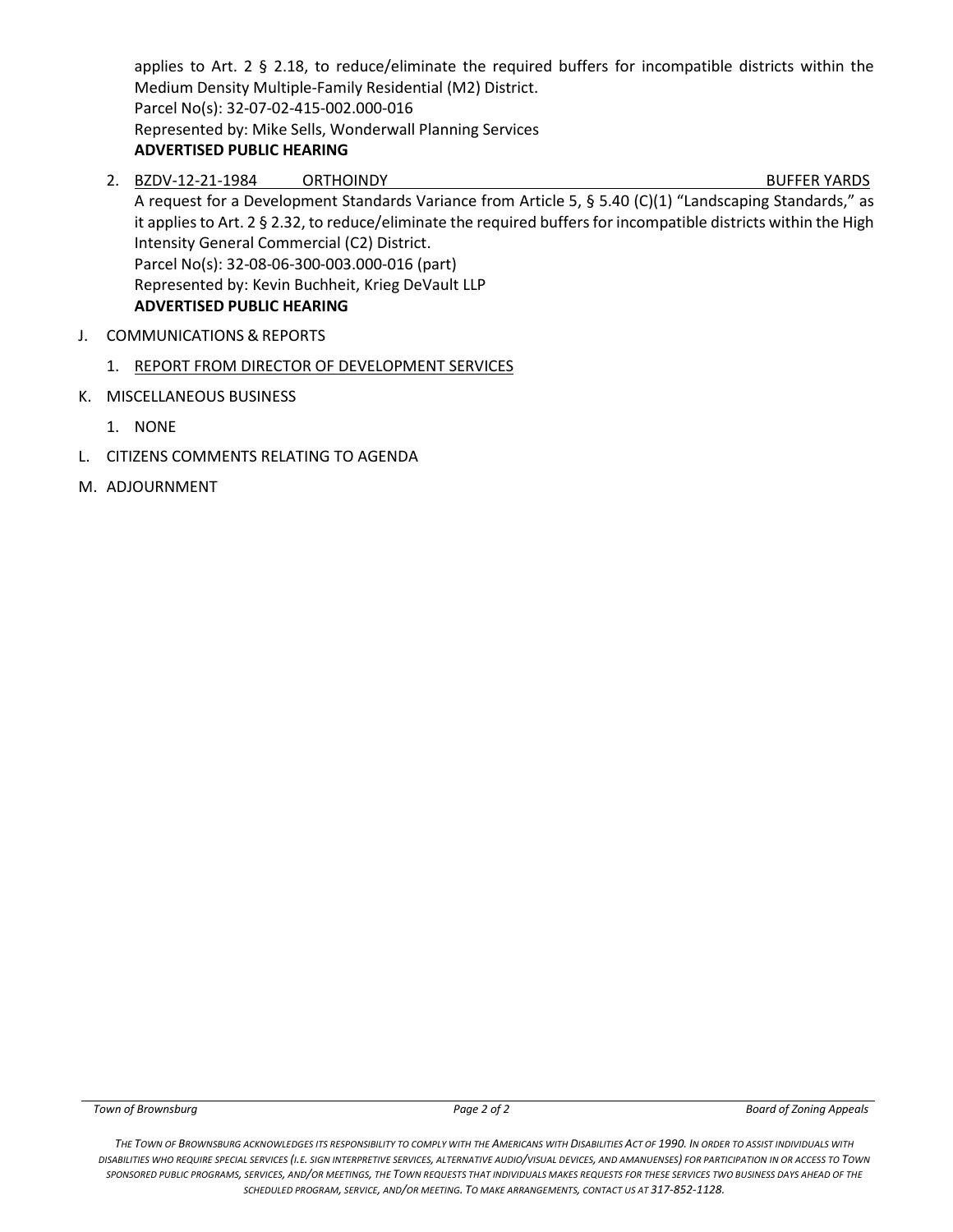applies to Art. 2 § 2.18, to reduce/eliminate the required buffers for incompatible districts within the Medium Density Multiple-Family Residential (M2) District.
Parcel No(s): 32-07-02-415-002.000-016
Represented by: Mike Sells, Wonderwall Planning Services
**ADVERTISED PUBLIC HEARING**

2. BZDV-12-21-1984 ORTHOINDY BUFFER YARDS
   A request for a Development Standards Variance from Article 5, § 5.40 (C)(1) "Landscaping Standards," as it applies to Art. 2 § 2.32, to reduce/eliminate the required buffers for incompatible districts within the High Intensity General Commercial (C2) District.
   Parcel No(s): 32-08-06-300-003.000-016 (part)
   Represented by: Kevin Buchheit, Krieg DeVault LLP
   **ADVERTISED PUBLIC HEARING**

J. COMMUNICATIONS & REPORTS
   1. REPORT FROM DIRECTOR OF DEVELOPMENT SERVICES
K. MISCELLANEOUS BUSINESS
   1. NONE
L. CITIZENS COMMENTS RELATING TO AGENDA
M. ADJOURNMENT

*THE TOWN OF BROWNSBURG ACKNOWLEDGES ITS RESPONSIBILITY TO COMPLY WITH THE AMERICANS WITH DISABILITIES ACT OF 1990. IN ORDER TO ASSIST INDIVIDUALS WITH DISABILITIES WHO REQUIRE SPECIAL SERVICES (I.E. SIGN INTERPRETIVE SERVICES, ALTERNATIVE AUDIO/VISUAL DEVICES, AND AMANUENSES) FOR PARTICIPATION IN OR ACCESS TO TOWN SPONSORED PUBLIC PROGRAMS, SERVICES, AND/OR MEETINGS, THE TOWN REQUESTS THAT INDIVIDUALS MAKES REQUESTS FOR THESE SERVICES TWO BUSINESS DAYS AHEAD OF THE SCHEDULED PROGRAM, SERVICE, AND/OR MEETING. TO MAKE ARRANGEMENTS, CONTACT US AT 317-852-1128.*